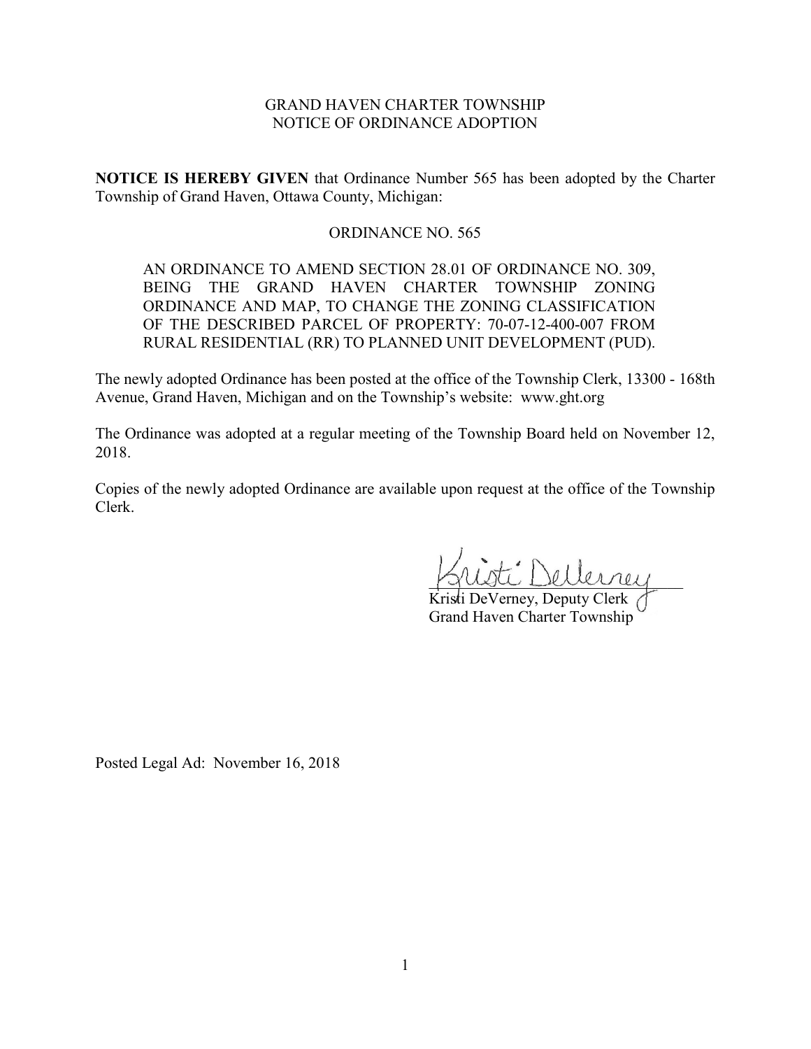GRAND HAVEN CHARTER TOWNSHIP
NOTICE OF ORDINANCE ADOPTION

**NOTICE IS HEREBY GIVEN** that Ordinance Number 565 has been adopted by the Charter Township of Grand Haven, Ottawa County, Michigan:

ORDINANCE NO. 565

> AN ORDINANCE TO AMEND SECTION 28.01 OF ORDINANCE NO. 309, BEING THE GRAND HAVEN CHARTER TOWNSHIP ZONING ORDINANCE AND MAP, TO CHANGE THE ZONING CLASSIFICATION OF THE DESCRIBED PARCEL OF PROPERTY: 70-07-12-400-007 FROM RURAL RESIDENTIAL (RR) TO PLANNED UNIT DEVELOPMENT (PUD).

The newly adopted Ordinance has been posted at the office of the Township Clerk, 13300 - 168th Avenue, Grand Haven, Michigan and on the Township's website: www.ght.org

The Ordinance was adopted at a regular meeting of the Township Board held on November 12, 2018.

Copies of the newly adopted Ordinance are available upon request at the office of the Township Clerk.

Kristi DeVerney
Kristi DeVerney, Deputy Clerk
Grand Haven Charter Township

Posted Legal Ad: November 16, 2018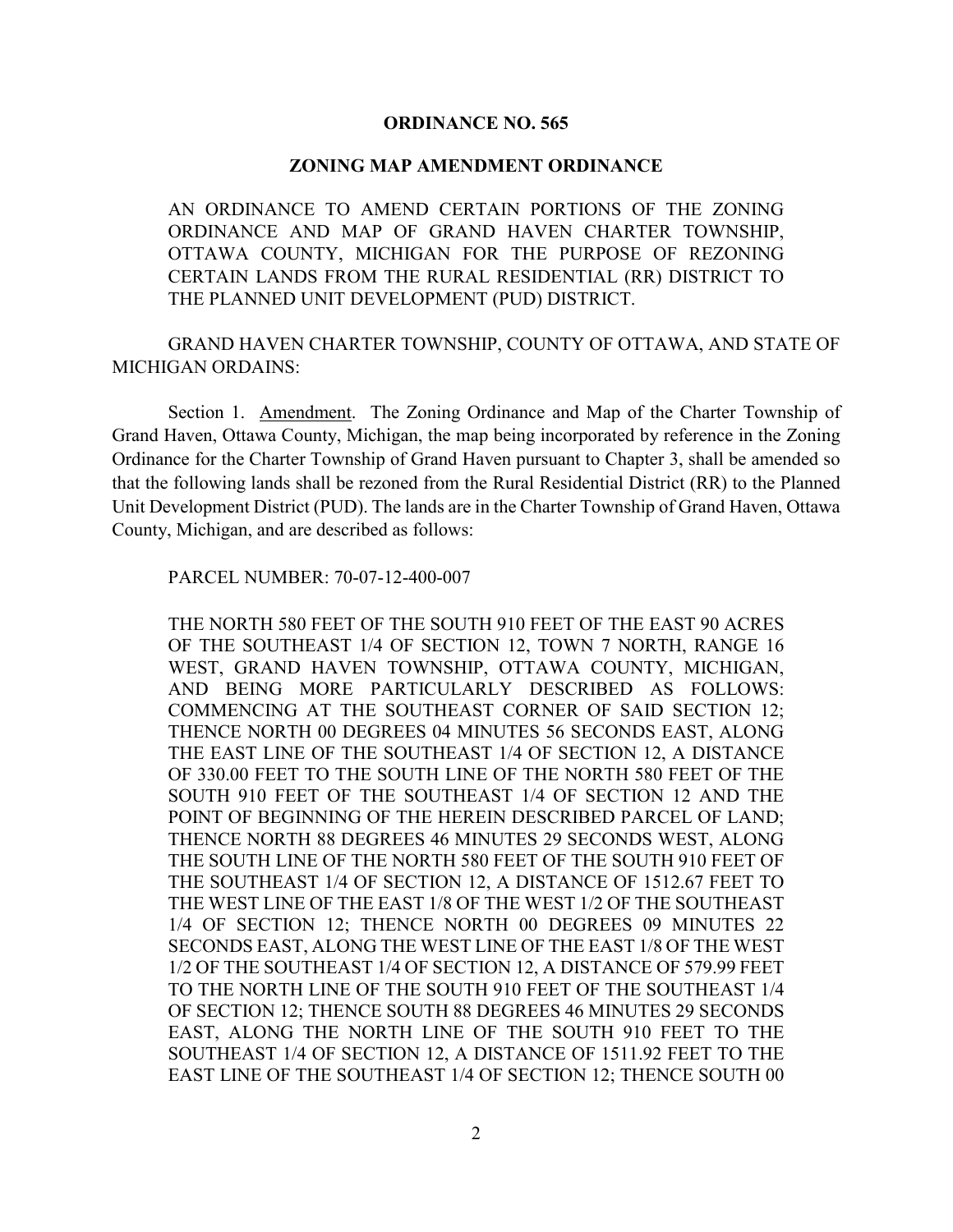**ORDINANCE NO. 565**

**ZONING MAP AMENDMENT ORDINANCE**

AN ORDINANCE TO AMEND CERTAIN PORTIONS OF THE ZONING ORDINANCE AND MAP OF GRAND HAVEN CHARTER TOWNSHIP, OTTAWA COUNTY, MICHIGAN FOR THE PURPOSE OF REZONING CERTAIN LANDS FROM THE RURAL RESIDENTIAL (RR) DISTRICT TO THE PLANNED UNIT DEVELOPMENT (PUD) DISTRICT.

GRAND HAVEN CHARTER TOWNSHIP, COUNTY OF OTTAWA, AND STATE OF MICHIGAN ORDAINS:

Section 1. Amendment. The Zoning Ordinance and Map of the Charter Township of Grand Haven, Ottawa County, Michigan, the map being incorporated by reference in the Zoning Ordinance for the Charter Township of Grand Haven pursuant to Chapter 3, shall be amended so that the following lands shall be rezoned from the Rural Residential District (RR) to the Planned Unit Development District (PUD). The lands are in the Charter Township of Grand Haven, Ottawa County, Michigan, and are described as follows:

PARCEL NUMBER: 70-07-12-400-007

THE NORTH 580 FEET OF THE SOUTH 910 FEET OF THE EAST 90 ACRES OF THE SOUTHEAST 1/4 OF SECTION 12, TOWN 7 NORTH, RANGE 16 WEST, GRAND HAVEN TOWNSHIP, OTTAWA COUNTY, MICHIGAN, AND BEING MORE PARTICULARLY DESCRIBED AS FOLLOWS: COMMENCING AT THE SOUTHEAST CORNER OF SAID SECTION 12; THENCE NORTH 00 DEGREES 04 MINUTES 56 SECONDS EAST, ALONG THE EAST LINE OF THE SOUTHEAST 1/4 OF SECTION 12, A DISTANCE OF 330.00 FEET TO THE SOUTH LINE OF THE NORTH 580 FEET OF THE SOUTH 910 FEET OF THE SOUTHEAST 1/4 OF SECTION 12 AND THE POINT OF BEGINNING OF THE HEREIN DESCRIBED PARCEL OF LAND; THENCE NORTH 88 DEGREES 46 MINUTES 29 SECONDS WEST, ALONG THE SOUTH LINE OF THE NORTH 580 FEET OF THE SOUTH 910 FEET OF THE SOUTHEAST 1/4 OF SECTION 12, A DISTANCE OF 1512.67 FEET TO THE WEST LINE OF THE EAST 1/8 OF THE WEST 1/2 OF THE SOUTHEAST 1/4 OF SECTION 12; THENCE NORTH 00 DEGREES 09 MINUTES 22 SECONDS EAST, ALONG THE WEST LINE OF THE EAST 1/8 OF THE WEST 1/2 OF THE SOUTHEAST 1/4 OF SECTION 12, A DISTANCE OF 579.99 FEET TO THE NORTH LINE OF THE SOUTH 910 FEET OF THE SOUTHEAST 1/4 OF SECTION 12; THENCE SOUTH 88 DEGREES 46 MINUTES 29 SECONDS EAST, ALONG THE NORTH LINE OF THE SOUTH 910 FEET TO THE SOUTHEAST 1/4 OF SECTION 12, A DISTANCE OF 1511.92 FEET TO THE EAST LINE OF THE SOUTHEAST 1/4 OF SECTION 12; THENCE SOUTH 00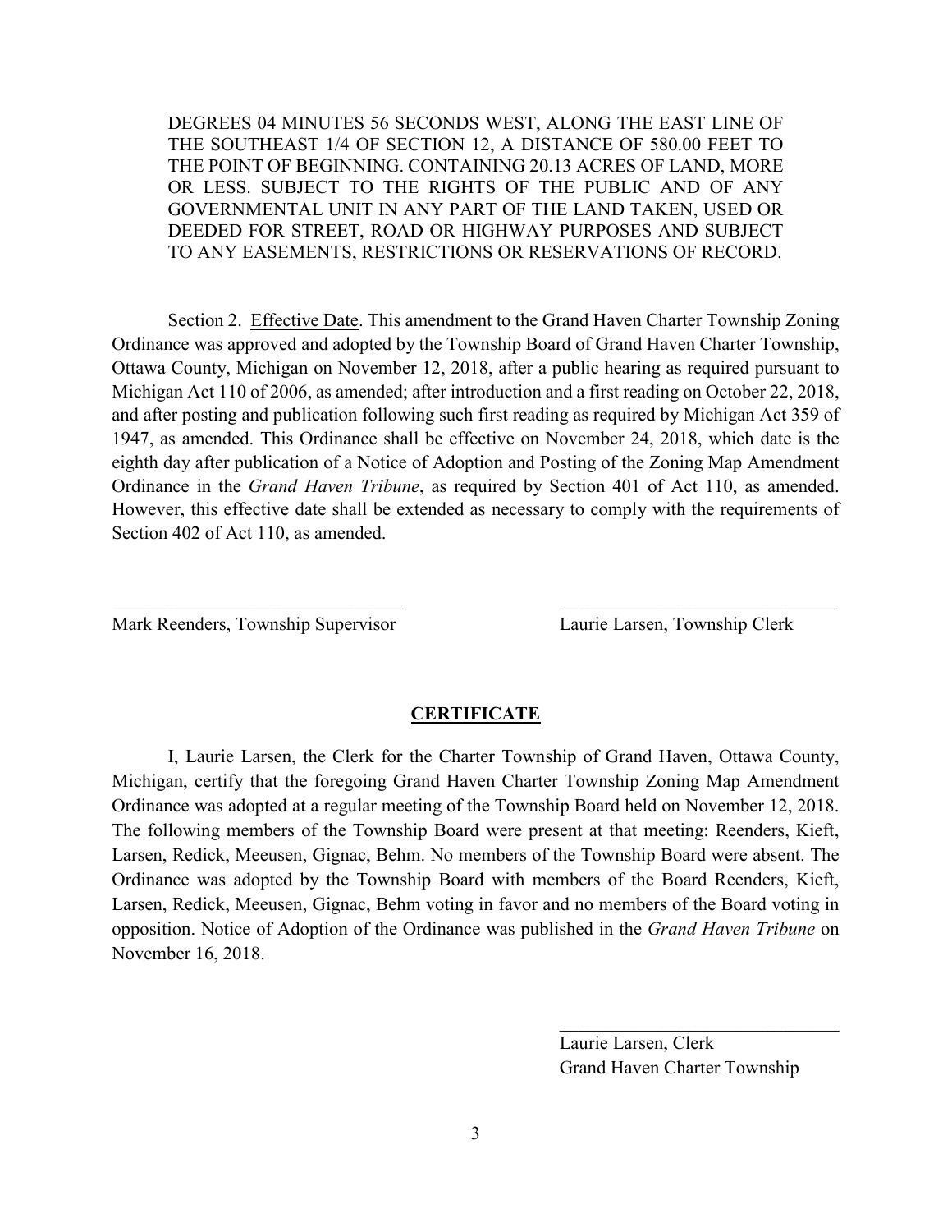DEGREES 04 MINUTES 56 SECONDS WEST, ALONG THE EAST LINE OF THE SOUTHEAST 1/4 OF SECTION 12, A DISTANCE OF 580.00 FEET TO THE POINT OF BEGINNING. CONTAINING 20.13 ACRES OF LAND, MORE OR LESS. SUBJECT TO THE RIGHTS OF THE PUBLIC AND OF ANY GOVERNMENTAL UNIT IN ANY PART OF THE LAND TAKEN, USED OR DEEDED FOR STREET, ROAD OR HIGHWAY PURPOSES AND SUBJECT TO ANY EASEMENTS, RESTRICTIONS OR RESERVATIONS OF RECORD.

Section 2. Effective Date. This amendment to the Grand Haven Charter Township Zoning Ordinance was approved and adopted by the Township Board of Grand Haven Charter Township, Ottawa County, Michigan on November 12, 2018, after a public hearing as required pursuant to Michigan Act 110 of 2006, as amended; after introduction and a first reading on October 22, 2018, and after posting and publication following such first reading as required by Michigan Act 359 of 1947, as amended. This Ordinance shall be effective on November 24, 2018, which date is the eighth day after publication of a Notice of Adoption and Posting of the Zoning Map Amendment Ordinance in the *Grand Haven Tribune*, as required by Section 401 of Act 110, as amended. However, this effective date shall be extended as necessary to comply with the requirements of Section 402 of Act 110, as amended.

Mark Reenders, Township Supervisor

Laurie Larsen, Township Clerk

## CERTIFICATE

I, Laurie Larsen, the Clerk for the Charter Township of Grand Haven, Ottawa County, Michigan, certify that the foregoing Grand Haven Charter Township Zoning Map Amendment Ordinance was adopted at a regular meeting of the Township Board held on November 12, 2018. The following members of the Township Board were present at that meeting: Reenders, Kieft, Larsen, Redick, Meeusen, Gignac, Behm. No members of the Township Board were absent. The Ordinance was adopted by the Township Board with members of the Board Reenders, Kieft, Larsen, Redick, Meeusen, Gignac, Behm voting in favor and no members of the Board voting in opposition. Notice of Adoption of the Ordinance was published in the *Grand Haven Tribune* on November 16, 2018.

Laurie Larsen, Clerk
Grand Haven Charter Township